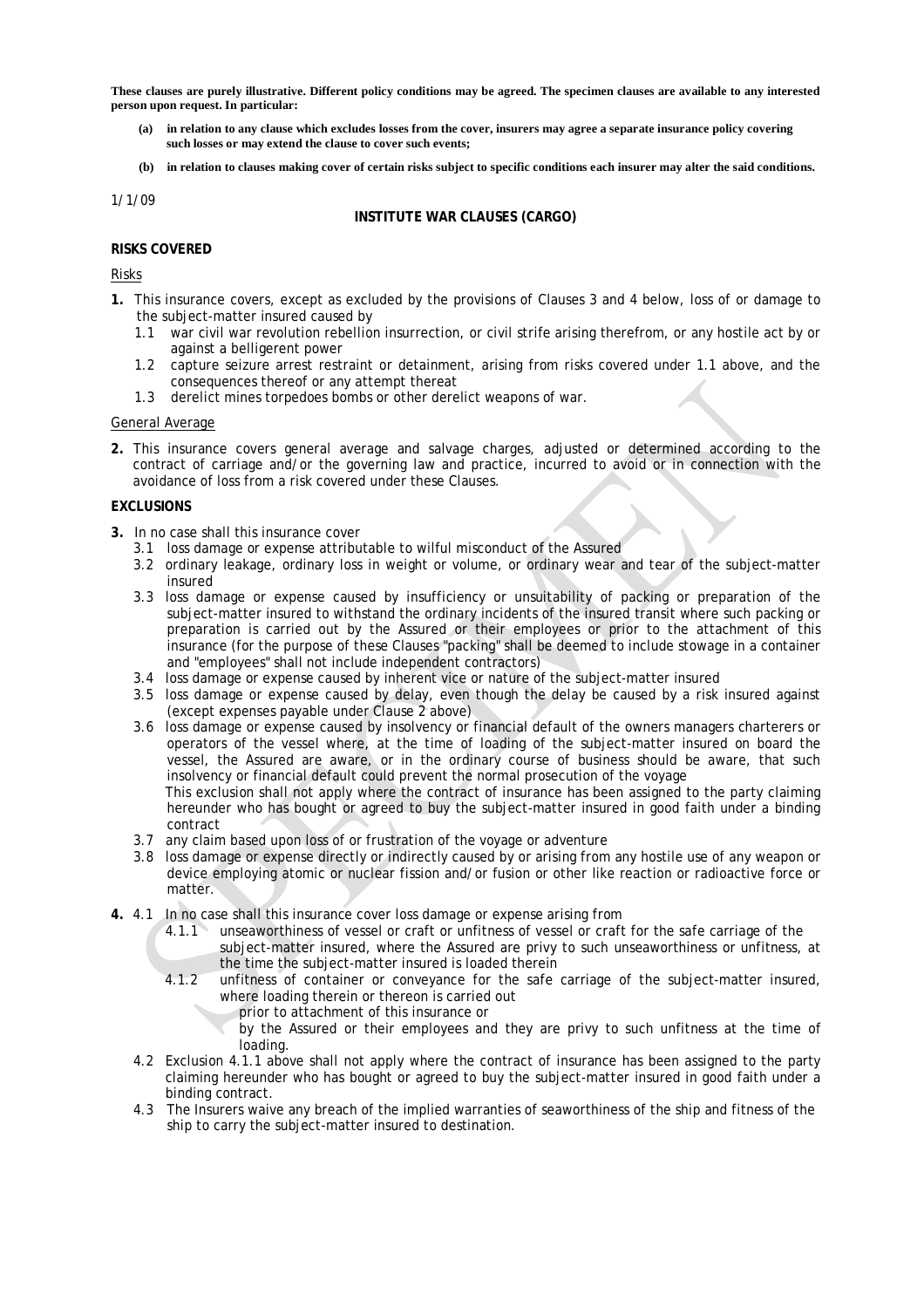**These clauses are purely illustrative. Different policy conditions may be agreed. The specimen clauses are available to any interested person upon request. In particular:**

- **(a) in relation to any clause which excludes losses from the cover, insurers may agree a separate insurance policy covering such losses or may extend the clause to cover such events;**
- **(b) in relation to clauses making cover of certain risks subject to specific conditions each insurer may alter the said conditions.**

1/1/09

# INSTITUTE WAR CLAUSES (CARGO)

## RISKS COVERED

### Risks

**1.** This insurance covers, except as excluded by the provisions of Clauses 3 and 4 below, loss of or damage to the subject-matter insured caused by

1.1 war civil war revolution rebellion insurrection, or civil strife arising therefrom, or any hostile act by or against a belligerent power

1.2 capture seizure arrest restraint or detainment, arising from risks covered under 1.1 above, and the consequences thereof or any attempt thereat

1.3 derelict mines torpedoes bombs or other derelict weapons of war.

### General Average

**2.** This insurance covers general average and salvage charges, adjusted or determined according to the contract of carriage and/or the governing law and practice, incurred to avoid or in connection with the avoidance of loss from a risk covered under these Clauses.

## EXCLUSIONS

**3.** In no case shall this insurance cover

3.1 loss damage or expense attributable to wilful misconduct of the Assured

3.2 ordinary leakage, ordinary loss in weight or volume, or ordinary wear and tear of the subject-matter insured

3.3 loss damage or expense caused by insufficiency or unsuitability of packing or preparation of the subject-matter insured to withstand the ordinary incidents of the insured transit where such packing or preparation is carried out by the Assured or their employees or prior to the attachment of this insurance (for the purpose of these Clauses "packing" shall be deemed to include stowage in a container and "employees" shall not include independent contractors)

3.4 loss damage or expense caused by inherent vice or nature of the subject-matter insured

3.5 loss damage or expense caused by delay, even though the delay be caused by a risk insured against (except expenses payable under Clause 2 above)

3.6 loss damage or expense caused by insolvency or financial default of the owners managers charterers or operators of the vessel where, at the time of loading of the subject-matter insured on board the vessel, the Assured are aware, or in the ordinary course of business should be aware, that such insolvency or financial default could prevent the normal prosecution of the voyage
This exclusion shall not apply where the contract of insurance has been assigned to the party claiming hereunder who has bought or agreed to buy the subject-matter insured in good faith under a binding contract

3.7 any claim based upon loss of or frustration of the voyage or adventure

3.8 loss damage or expense directly or indirectly caused by or arising from any hostile use of any weapon or device employing atomic or nuclear fission and/or fusion or other like reaction or radioactive force or matter.

**4.** 4.1 In no case shall this insurance cover loss damage or expense arising from

4.1.1 unseaworthiness of vessel or craft or unfitness of vessel or craft for the safe carriage of the subject-matter insured, where the Assured are privy to such unseaworthiness or unfitness, at the time the subject-matter insured is loaded therein

4.1.2 unfitness of container or conveyance for the safe carriage of the subject-matter insured, where loading therein or thereon is carried out
prior to attachment of this insurance or
by the Assured or their employees and they are privy to such unfitness at the time of loading.

4.2 Exclusion 4.1.1 above shall not apply where the contract of insurance has been assigned to the party claiming hereunder who has bought or agreed to buy the subject-matter insured in good faith under a binding contract.

4.3 The Insurers waive any breach of the implied warranties of seaworthiness of the ship and fitness of the ship to carry the subject-matter insured to destination.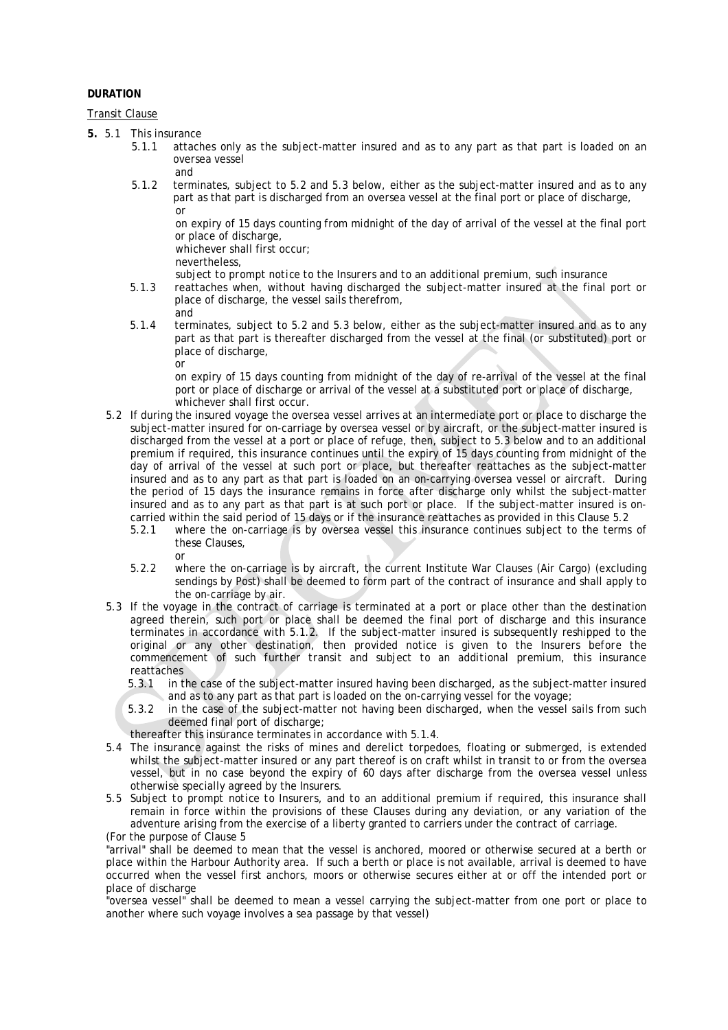**DURATION**

Transit Clause

**5.** 5.1 This insurance

5.1.1 attaches only as the subject-matter insured and as to any part as that part is loaded on an oversea vessel

and

5.1.2 terminates, subject to 5.2 and 5.3 below, either as the subject-matter insured and as to any part as that part is discharged from an oversea vessel at the final port or place of discharge,

or

on expiry of 15 days counting from midnight of the day of arrival of the vessel at the final port or place of discharge,

whichever shall first occur;

nevertheless,

subject to prompt notice to the Insurers and to an additional premium, such insurance

5.1.3 reattaches when, without having discharged the subject-matter insured at the final port or place of discharge, the vessel sails therefrom,

and

5.1.4 terminates, subject to 5.2 and 5.3 below, either as the subject-matter insured and as to any part as that part is thereafter discharged from the vessel at the final (or substituted) port or place of discharge,

or

on expiry of 15 days counting from midnight of the day of re-arrival of the vessel at the final port or place of discharge or arrival of the vessel at a substituted port or place of discharge, whichever shall first occur.

5.2 If during the insured voyage the oversea vessel arrives at an intermediate port or place to discharge the subject-matter insured for on-carriage by oversea vessel or by aircraft, or the subject-matter insured is discharged from the vessel at a port or place of refuge, then, subject to 5.3 below and to an additional premium if required, this insurance continues until the expiry of 15 days counting from midnight of the day of arrival of the vessel at such port or place, but thereafter reattaches as the subject-matter insured and as to any part as that part is loaded on an on-carrying oversea vessel or aircraft. During the period of 15 days the insurance remains in force after discharge only whilst the subject-matter insured and as to any part as that part is at such port or place. If the subject-matter insured is on-carried within the said period of 15 days or if the insurance reattaches as provided in this Clause 5.2

5.2.1 where the on-carriage is by oversea vessel this insurance continues subject to the terms of these Clauses,

or

5.2.2 where the on-carriage is by aircraft, the current Institute War Clauses (Air Cargo) (excluding sendings by Post) shall be deemed to form part of the contract of insurance and shall apply to the on-carriage by air.

5.3 If the voyage in the contract of carriage is terminated at a port or place other than the destination agreed therein, such port or place shall be deemed the final port of discharge and this insurance terminates in accordance with 5.1.2. If the subject-matter insured is subsequently reshipped to the original or any other destination, then provided notice is given to the Insurers before the commencement of such further transit and subject to an additional premium, this insurance reattaches

5.3.1 in the case of the subject-matter insured having been discharged, as the subject-matter insured and as to any part as that part is loaded on the on-carrying vessel for the voyage;

5.3.2 in the case of the subject-matter not having been discharged, when the vessel sails from such deemed final port of discharge;

thereafter this insurance terminates in accordance with 5.1.4.

5.4 The insurance against the risks of mines and derelict torpedoes, floating or submerged, is extended whilst the subject-matter insured or any part thereof is on craft whilst in transit to or from the oversea vessel, but in no case beyond the expiry of 60 days after discharge from the oversea vessel unless otherwise specially agreed by the Insurers.

5.5 Subject to prompt notice to Insurers, and to an additional premium if required, this insurance shall remain in force within the provisions of these Clauses during any deviation, or any variation of the adventure arising from the exercise of a liberty granted to carriers under the contract of carriage.

(For the purpose of Clause 5

"arrival" shall be deemed to mean that the vessel is anchored, moored or otherwise secured at a berth or place within the Harbour Authority area. If such a berth or place is not available, arrival is deemed to have occurred when the vessel first anchors, moors or otherwise secures either at or off the intended port or place of discharge

"oversea vessel" shall be deemed to mean a vessel carrying the subject-matter from one port or place to another where such voyage involves a sea passage by that vessel)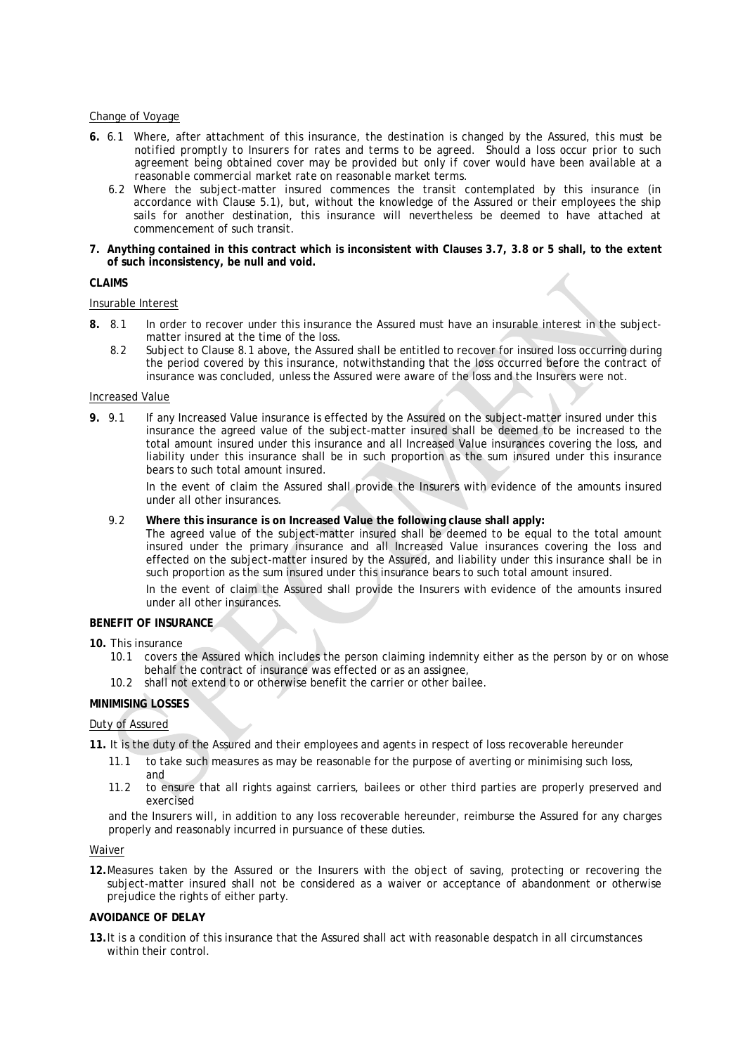Change of Voyage

**6.** 6.1 Where, after attachment of this insurance, the destination is changed by the Assured, this must be notified promptly to Insurers for rates and terms to be agreed. Should a loss occur prior to such agreement being obtained cover may be provided but only if cover would have been available at a reasonable commercial market rate on reasonable market terms.

6.2 Where the subject-matter insured commences the transit contemplated by this insurance (in accordance with Clause 5.1), but, without the knowledge of the Assured or their employees the ship sails for another destination, this insurance will nevertheless be deemed to have attached at commencement of such transit.

**7. Anything contained in this contract which is inconsistent with Clauses 3.7, 3.8 or 5 shall, to the extent of such inconsistency, be null and void.**

**CLAIMS**

Insurable Interest

**8.** 8.1 In order to recover under this insurance the Assured must have an insurable interest in the subject-matter insured at the time of the loss.

8.2 Subject to Clause 8.1 above, the Assured shall be entitled to recover for insured loss occurring during the period covered by this insurance, notwithstanding that the loss occurred before the contract of insurance was concluded, unless the Assured were aware of the loss and the Insurers were not.

Increased Value

**9.** 9.1 If any Increased Value insurance is effected by the Assured on the subject-matter insured under this insurance the agreed value of the subject-matter insured shall be deemed to be increased to the total amount insured under this insurance and all Increased Value insurances covering the loss, and liability under this insurance shall be in such proportion as the sum insured under this insurance bears to such total amount insured.

In the event of claim the Assured shall provide the Insurers with evidence of the amounts insured under all other insurances.

9.2 **Where this insurance is on Increased Value the following clause shall apply:**
The agreed value of the subject-matter insured shall be deemed to be equal to the total amount insured under the primary insurance and all Increased Value insurances covering the loss and effected on the subject-matter insured by the Assured, and liability under this insurance shall be in such proportion as the sum insured under this insurance bears to such total amount insured.

In the event of claim the Assured shall provide the Insurers with evidence of the amounts insured under all other insurances.

**BENEFIT OF INSURANCE**

**10.** This insurance

10.1 covers the Assured which includes the person claiming indemnity either as the person by or on whose behalf the contract of insurance was effected or as an assignee,

10.2 shall not extend to or otherwise benefit the carrier or other bailee.

**MINIMISING LOSSES**

Duty of Assured

**11.** It is the duty of the Assured and their employees and agents in respect of loss recoverable hereunder

11.1 to take such measures as may be reasonable for the purpose of averting or minimising such loss, and

11.2 to ensure that all rights against carriers, bailees or other third parties are properly preserved and exercised

and the Insurers will, in addition to any loss recoverable hereunder, reimburse the Assured for any charges properly and reasonably incurred in pursuance of these duties.

Waiver

**12.** Measures taken by the Assured or the Insurers with the object of saving, protecting or recovering the subject-matter insured shall not be considered as a waiver or acceptance of abandonment or otherwise prejudice the rights of either party.

**AVOIDANCE OF DELAY**

**13.** It is a condition of this insurance that the Assured shall act with reasonable despatch in all circumstances within their control.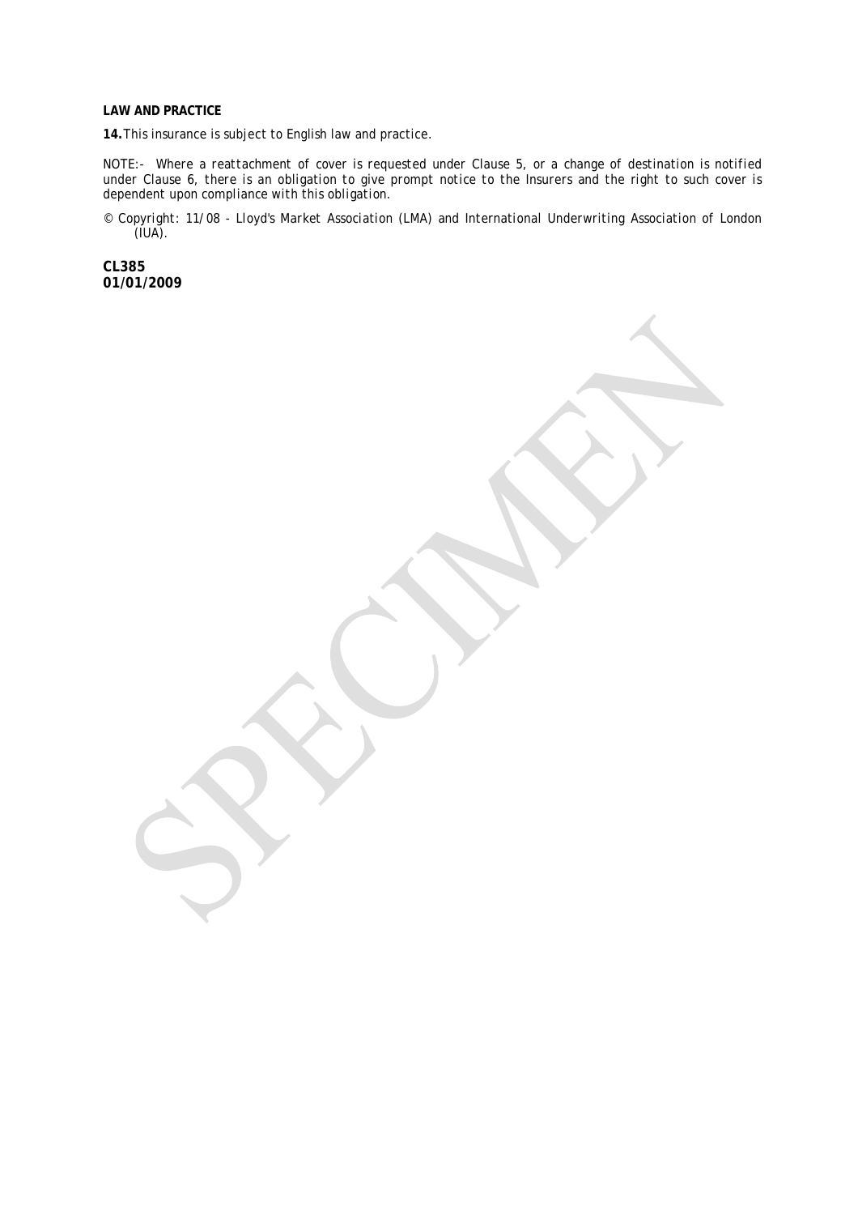**LAW AND PRACTICE**

**14.** This insurance is subject to English law and practice.

*NOTE:- Where a reattachment of cover is requested under Clause 5, or a change of destination is notified under Clause 6, there is an obligation to give prompt notice to the Insurers and the right to such cover is dependent upon compliance with this obligation.*

© Copyright: 11/08 - Lloyd's Market Association (LMA) and International Underwriting Association of London (IUA).

**CL385**
**01/01/2009**